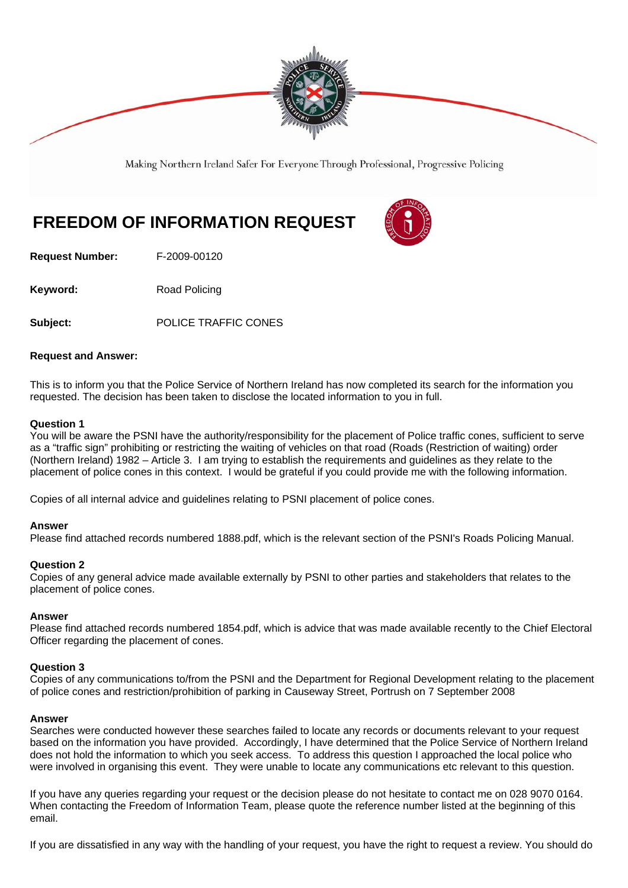Making Northern Ireland Safer For Everyone Through Professional, Progressive Policing

# FREEDOM OF INFORMATION REQUEST

**Request Number:** F-2009-00120

**Keyword:** Road Policing

**Subject:** POLICE TRAFFIC CONES

**Request and Answer:**

This is to inform you that the Police Service of Northern Ireland has now completed its search for the information you requested. The decision has been taken to disclose the located information to you in full.

**Question 1**
You will be aware the PSNI have the authority/responsibility for the placement of Police traffic cones, sufficient to serve as a "traffic sign" prohibiting or restricting the waiting of vehicles on that road (Roads (Restriction of waiting) order (Northern Ireland) 1982 – Article 3. I am trying to establish the requirements and guidelines as they relate to the placement of police cones in this context. I would be grateful if you could provide me with the following information.

Copies of all internal advice and guidelines relating to PSNI placement of police cones.

**Answer**
Please find attached records numbered 1888.pdf, which is the relevant section of the PSNI's Roads Policing Manual.

**Question 2**
Copies of any general advice made available externally by PSNI to other parties and stakeholders that relates to the placement of police cones.

**Answer**
Please find attached records numbered 1854.pdf, which is advice that was made available recently to the Chief Electoral Officer regarding the placement of cones.

**Question 3**
Copies of any communications to/from the PSNI and the Department for Regional Development relating to the placement of police cones and restriction/prohibition of parking in Causeway Street, Portrush on 7 September 2008

**Answer**
Searches were conducted however these searches failed to locate any records or documents relevant to your request based on the information you have provided. Accordingly, I have determined that the Police Service of Northern Ireland does not hold the information to which you seek access. To address this question I approached the local police who were involved in organising this event. They were unable to locate any communications etc relevant to this question.

If you have any queries regarding your request or the decision please do not hesitate to contact me on 028 9070 0164. When contacting the Freedom of Information Team, please quote the reference number listed at the beginning of this email.

If you are dissatisfied in any way with the handling of your request, you have the right to request a review. You should do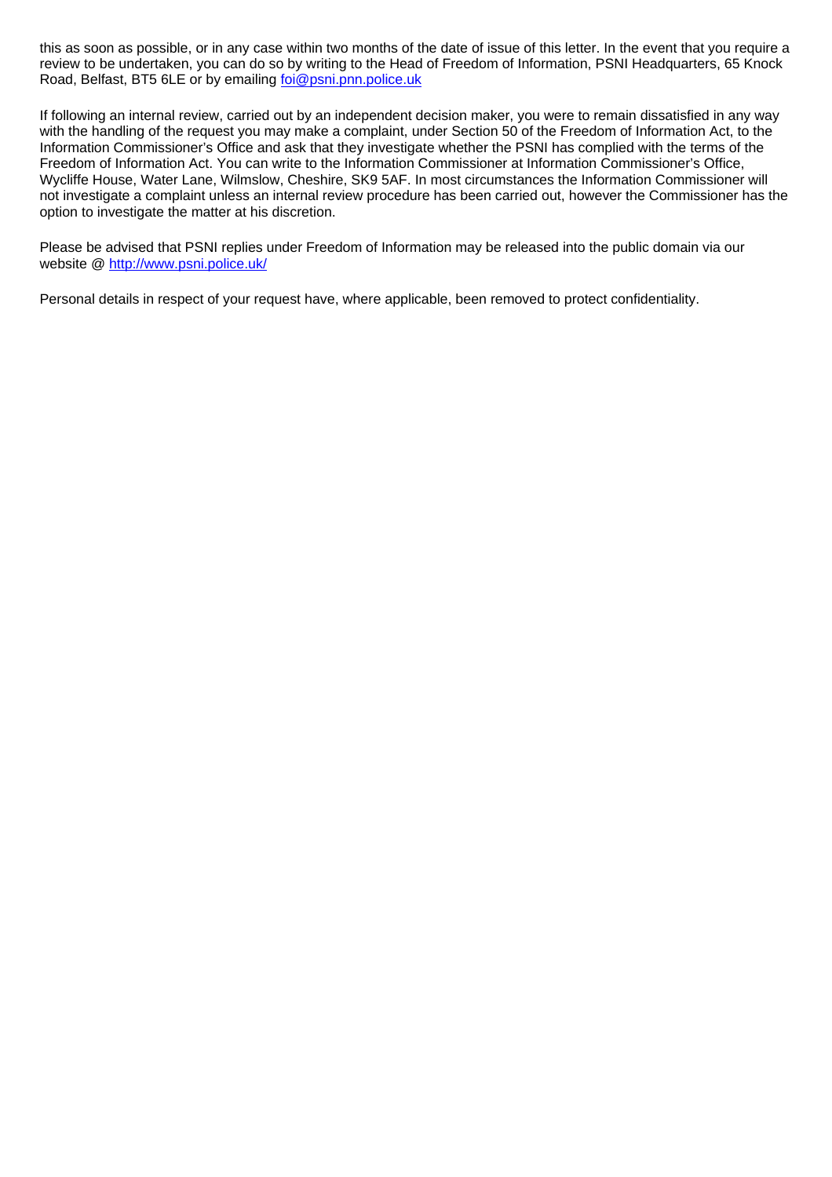this as soon as possible, or in any case within two months of the date of issue of this letter. In the event that you require a review to be undertaken, you can do so by writing to the Head of Freedom of Information, PSNI Headquarters, 65 Knock Road, Belfast, BT5 6LE or by emailing foi@psni.pnn.police.uk

If following an internal review, carried out by an independent decision maker, you were to remain dissatisfied in any way with the handling of the request you may make a complaint, under Section 50 of the Freedom of Information Act, to the Information Commissioner's Office and ask that they investigate whether the PSNI has complied with the terms of the Freedom of Information Act. You can write to the Information Commissioner at Information Commissioner's Office, Wycliffe House, Water Lane, Wilmslow, Cheshire, SK9 5AF. In most circumstances the Information Commissioner will not investigate a complaint unless an internal review procedure has been carried out, however the Commissioner has the option to investigate the matter at his discretion.

Please be advised that PSNI replies under Freedom of Information may be released into the public domain via our website @ http://www.psni.police.uk/

Personal details in respect of your request have, where applicable, been removed to protect confidentiality.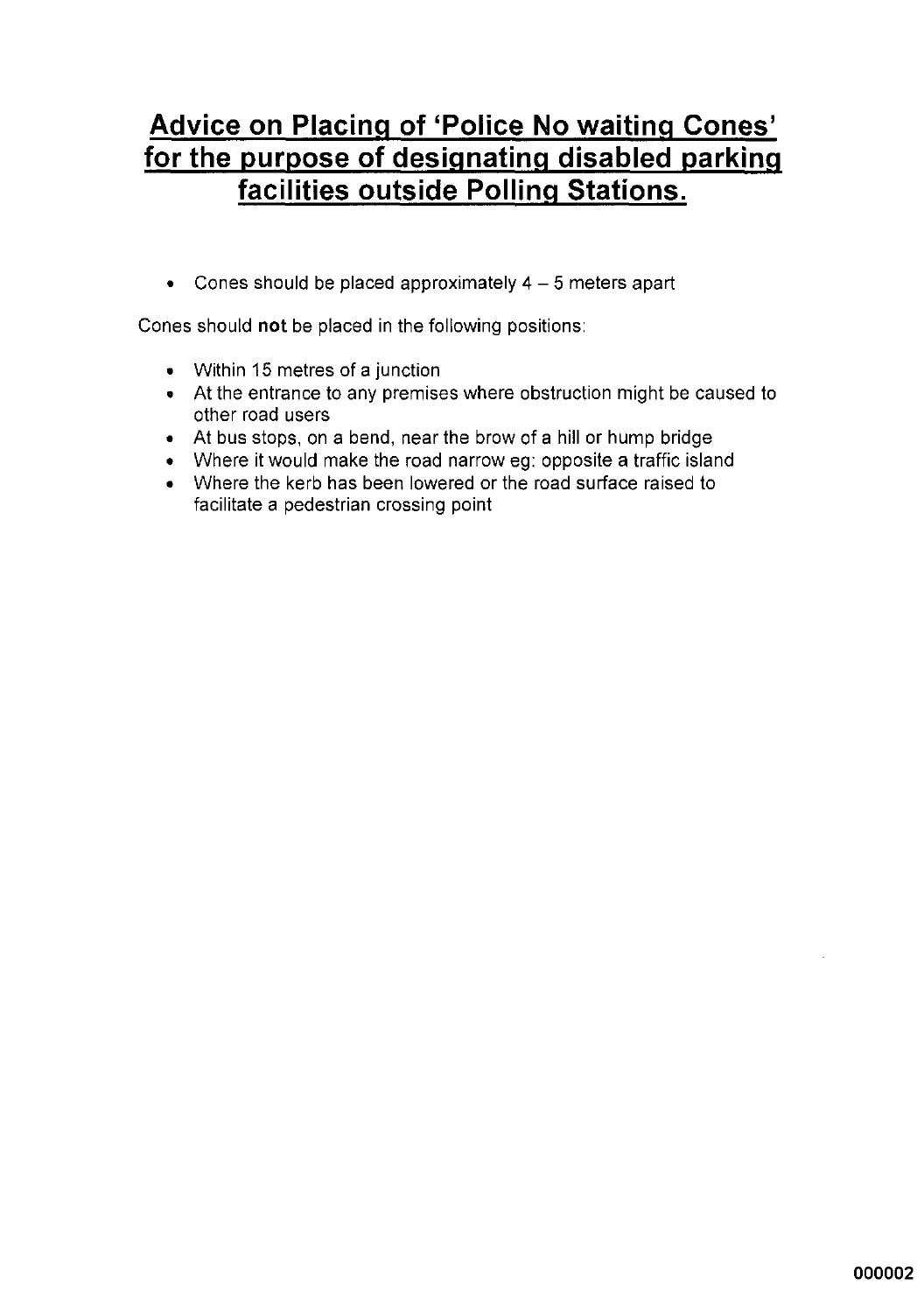# Advice on Placing of 'Police No waiting Cones' for the purpose of designating disabled parking facilities outside Polling Stations.

- Cones should be placed approximately 4 – 5 meters apart

Cones should **not** be placed in the following positions:

- Within 15 metres of a junction
- At the entrance to any premises where obstruction might be caused to other road users
- At bus stops, on a bend, near the brow of a hill or hump bridge
- Where it would make the road narrow eg: opposite a traffic island
- Where the kerb has been lowered or the road surface raised to facilitate a pedestrian crossing point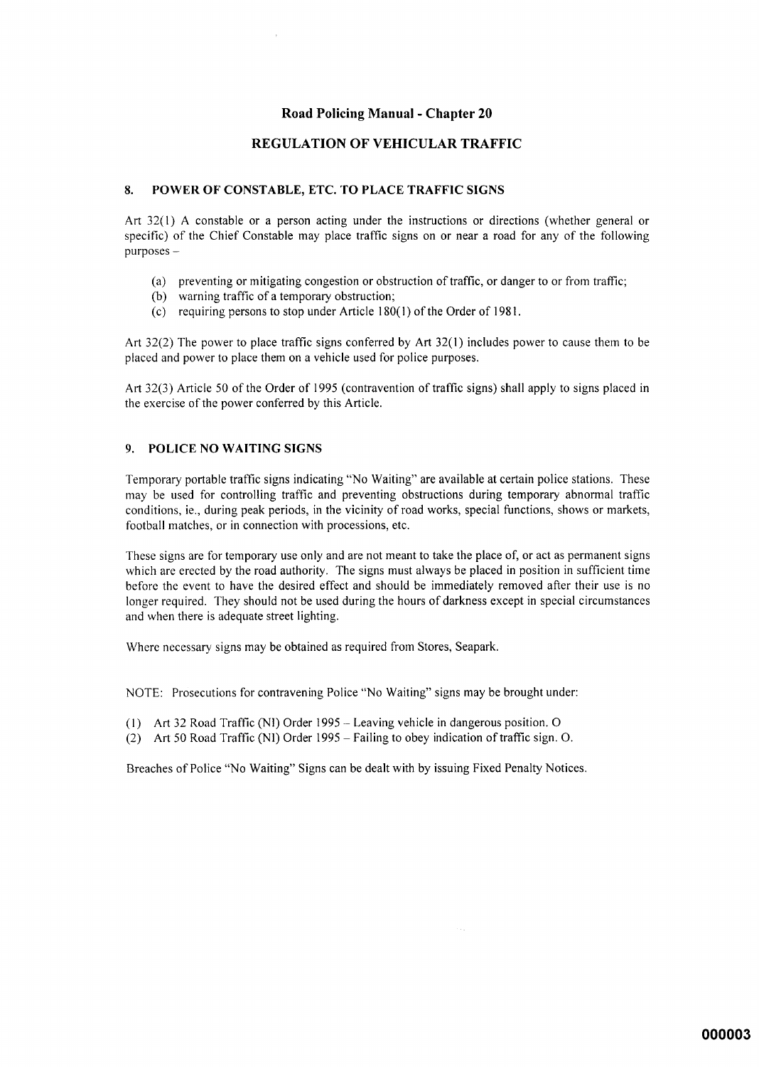# Road Policing Manual - Chapter 20

## REGULATION OF VEHICULAR TRAFFIC

### 8. POWER OF CONSTABLE, ETC. TO PLACE TRAFFIC SIGNS

Art 32(1) A constable or a person acting under the instructions or directions (whether general or specific) of the Chief Constable may place traffic signs on or near a road for any of the following purposes –

(a) preventing or mitigating congestion or obstruction of traffic, or danger to or from traffic;
(b) warning traffic of a temporary obstruction;
(c) requiring persons to stop under Article 180(1) of the Order of 1981.

Art 32(2) The power to place traffic signs conferred by Art 32(1) includes power to cause them to be placed and power to place them on a vehicle used for police purposes.

Art 32(3) Article 50 of the Order of 1995 (contravention of traffic signs) shall apply to signs placed in the exercise of the power conferred by this Article.

### 9. POLICE NO WAITING SIGNS

Temporary portable traffic signs indicating "No Waiting" are available at certain police stations. These may be used for controlling traffic and preventing obstructions during temporary abnormal traffic conditions, ie., during peak periods, in the vicinity of road works, special functions, shows or markets, football matches, or in connection with processions, etc.

These signs are for temporary use only and are not meant to take the place of, or act as permanent signs which are erected by the road authority. The signs must always be placed in position in sufficient time before the event to have the desired effect and should be immediately removed after their use is no longer required. They should not be used during the hours of darkness except in special circumstances and when there is adequate street lighting.

Where necessary signs may be obtained as required from Stores, Seapark.

NOTE: Prosecutions for contravening Police "No Waiting" signs may be brought under:

(1) Art 32 Road Traffic (NI) Order 1995 – Leaving vehicle in dangerous position. O
(2) Art 50 Road Traffic (NI) Order 1995 – Failing to obey indication of traffic sign. O.

Breaches of Police "No Waiting" Signs can be dealt with by issuing Fixed Penalty Notices.

000003